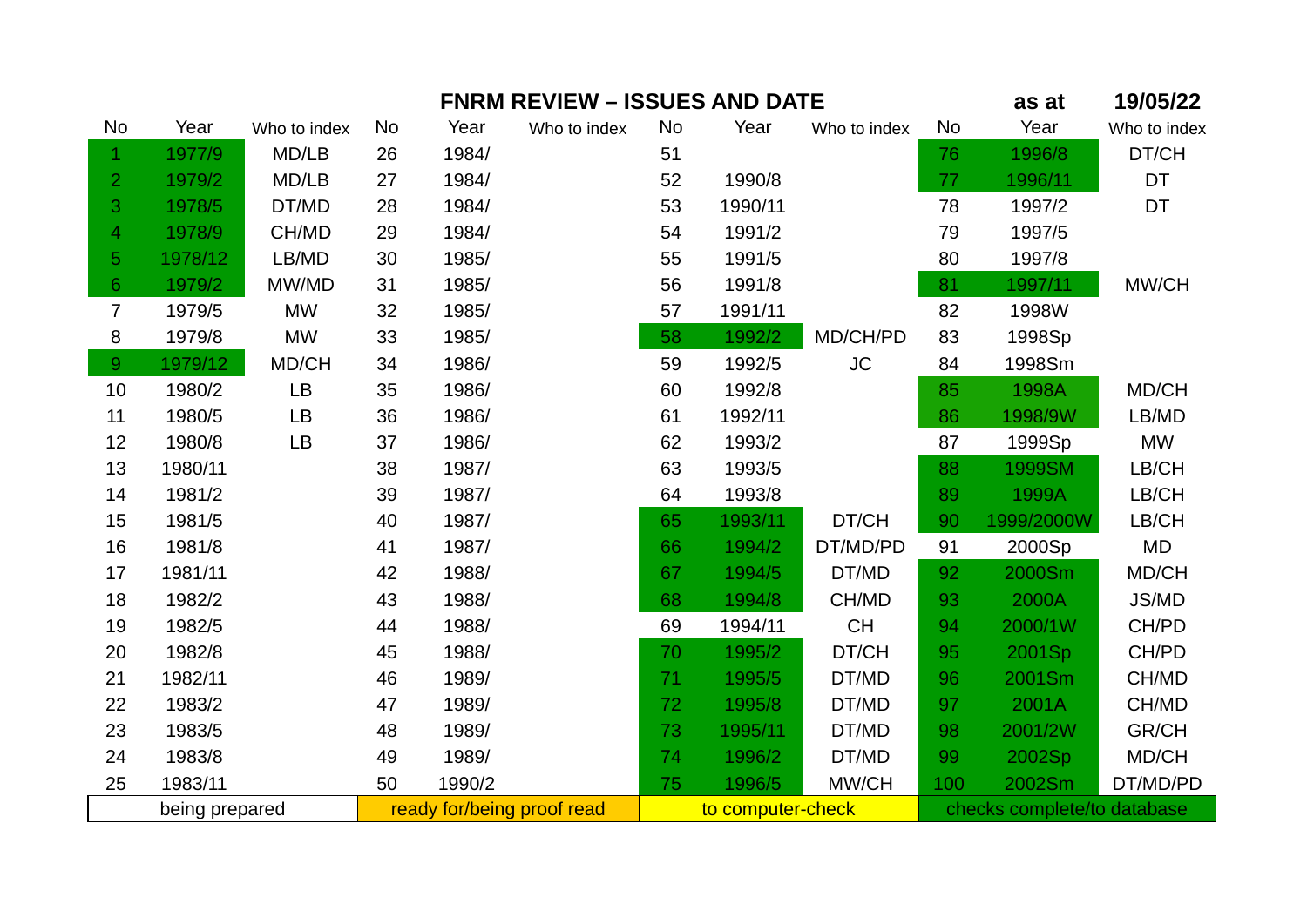# FNRM REVIEW – ISSUES AND DATE

as at 19/05/22

| No | Year | Who to index | No | Year | Who to index | No | Year | Who to index | No | Year | Who to index |
|---|---|---|---|---|---|---|---|---|---|---|---|
| 1 | 1977/9 | MD/LB | 26 | 1984/ | | 51 | | | 76 | 1996/8 | DT/CH |
| 2 | 1979/2 | MD/LB | 27 | 1984/ | | 52 | 1990/8 | | 77 | 1996/11 | DT |
| 3 | 1978/5 | DT/MD | 28 | 1984/ | | 53 | 1990/11 | | 78 | 1997/2 | DT |
| 4 | 1978/9 | CH/MD | 29 | 1984/ | | 54 | 1991/2 | | 79 | 1997/5 | |
| 5 | 1978/12 | LB/MD | 30 | 1985/ | | 55 | 1991/5 | | 80 | 1997/8 | |
| 6 | 1979/2 | MW/MD | 31 | 1985/ | | 56 | 1991/8 | | 81 | 1997/11 | MW/CH |
| 7 | 1979/5 | MW | 32 | 1985/ | | 57 | 1991/11 | | 82 | 1998W | |
| 8 | 1979/8 | MW | 33 | 1985/ | | 58 | 1992/2 | MD/CH/PD | 83 | 1998Sp | |
| 9 | 1979/12 | MD/CH | 34 | 1986/ | | 59 | 1992/5 | JC | 84 | 1998Sm | |
| 10 | 1980/2 | LB | 35 | 1986/ | | 60 | 1992/8 | | 85 | 1998A | MD/CH |
| 11 | 1980/5 | LB | 36 | 1986/ | | 61 | 1992/11 | | 86 | 1998/9W | LB/MD |
| 12 | 1980/8 | LB | 37 | 1986/ | | 62 | 1993/2 | | 87 | 1999Sp | MW |
| 13 | 1980/11 | | 38 | 1987/ | | 63 | 1993/5 | | 88 | 1999SM | LB/CH |
| 14 | 1981/2 | | 39 | 1987/ | | 64 | 1993/8 | | 89 | 1999A | LB/CH |
| 15 | 1981/5 | | 40 | 1987/ | | 65 | 1993/11 | DT/CH | 90 | 1999/2000W | LB/CH |
| 16 | 1981/8 | | 41 | 1987/ | | 66 | 1994/2 | DT/MD/PD | 91 | 2000Sp | MD |
| 17 | 1981/11 | | 42 | 1988/ | | 67 | 1994/5 | DT/MD | 92 | 2000Sm | MD/CH |
| 18 | 1982/2 | | 43 | 1988/ | | 68 | 1994/8 | CH/MD | 93 | 2000A | JS/MD |
| 19 | 1982/5 | | 44 | 1988/ | | 69 | 1994/11 | CH | 94 | 2000/1W | CH/PD |
| 20 | 1982/8 | | 45 | 1988/ | | 70 | 1995/2 | DT/CH | 95 | 2001Sp | CH/PD |
| 21 | 1982/11 | | 46 | 1989/ | | 71 | 1995/5 | DT/MD | 96 | 2001Sm | CH/MD |
| 22 | 1983/2 | | 47 | 1989/ | | 72 | 1995/8 | DT/MD | 97 | 2001A | CH/MD |
| 23 | 1983/5 | | 48 | 1989/ | | 73 | 1995/11 | DT/MD | 98 | 2001/2W | GR/CH |
| 24 | 1983/8 | | 49 | 1989/ | | 74 | 1996/2 | DT/MD | 99 | 2002Sp | MD/CH |
| 25 | 1983/11 | | 50 | 1990/2 | | 75 | 1996/5 | MW/CH | 100 | 2002Sm | DT/MD/PD |

| being prepared | ready for/being proof read | to computer-check | checks complete/to database |
|---|---|---|---|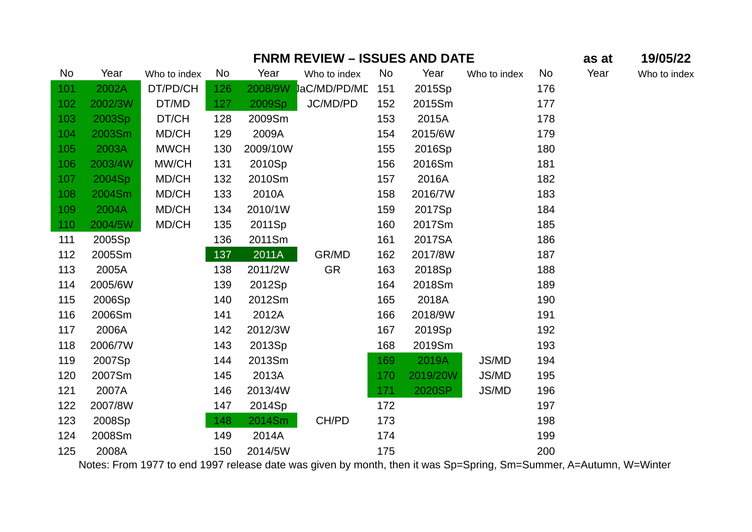## FNRM REVIEW – ISSUES AND DATE

as at 19/05/22

| No | Year | Who to index | No | Year | Who to index | No | Year | Who to index | No | Year | Who to index |
|---|---|---|---|---|---|---|---|---|---|---|---|
| 101 | 2002A | DT/PD/CH | 126 | 2008/9W | JaC/MD/PD/MD | 151 | 2015Sp | | 176 | | |
| 102 | 2002/3W | DT/MD | 127 | 2009Sp | JC/MD/PD | 152 | 2015Sm | | 177 | | |
| 103 | 2003Sp | DT/CH | 128 | 2009Sm | | 153 | 2015A | | 178 | | |
| 104 | 2003Sm | MD/CH | 129 | 2009A | | 154 | 2015/6W | | 179 | | |
| 105 | 2003A | MWCH | 130 | 2009/10W | | 155 | 2016Sp | | 180 | | |
| 106 | 2003/4W | MW/CH | 131 | 2010Sp | | 156 | 2016Sm | | 181 | | |
| 107 | 2004Sp | MD/CH | 132 | 2010Sm | | 157 | 2016A | | 182 | | |
| 108 | 2004Sm | MD/CH | 133 | 2010A | | 158 | 2016/7W | | 183 | | |
| 109 | 2004A | MD/CH | 134 | 2010/1W | | 159 | 2017Sp | | 184 | | |
| 110 | 2004/5W | MD/CH | 135 | 2011Sp | | 160 | 2017Sm | | 185 | | |
| 111 | 2005Sp | | 136 | 2011Sm | | 161 | 2017SA | | 186 | | |
| 112 | 2005Sm | | 137 | 2011A | GR/MD | 162 | 2017/8W | | 187 | | |
| 113 | 2005A | | 138 | 2011/2W | GR | 163 | 2018Sp | | 188 | | |
| 114 | 2005/6W | | 139 | 2012Sp | | 164 | 2018Sm | | 189 | | |
| 115 | 2006Sp | | 140 | 2012Sm | | 165 | 2018A | | 190 | | |
| 116 | 2006Sm | | 141 | 2012A | | 166 | 2018/9W | | 191 | | |
| 117 | 2006A | | 142 | 2012/3W | | 167 | 2019Sp | | 192 | | |
| 118 | 2006/7W | | 143 | 2013Sp | | 168 | 2019Sm | | 193 | | |
| 119 | 2007Sp | | 144 | 2013Sm | | 169 | 2019A | JS/MD | 194 | | |
| 120 | 2007Sm | | 145 | 2013A | | 170 | 2019/20W | JS/MD | 195 | | |
| 121 | 2007A | | 146 | 2013/4W | | 171 | 2020SP | JS/MD | 196 | | |
| 122 | 2007/8W | | 147 | 2014Sp | | 172 | | | 197 | | |
| 123 | 2008Sp | | 148 | 2014Sm | CH/PD | 173 | | | 198 | | |
| 124 | 2008Sm | | 149 | 2014A | | 174 | | | 199 | | |
| 125 | 2008A | | 150 | 2014/5W | | 175 | | | 200 | | |

Notes: From 1977 to end 1997 release date was given by month, then it was Sp=Spring, Sm=Summer, A=Autumn, W=Winter